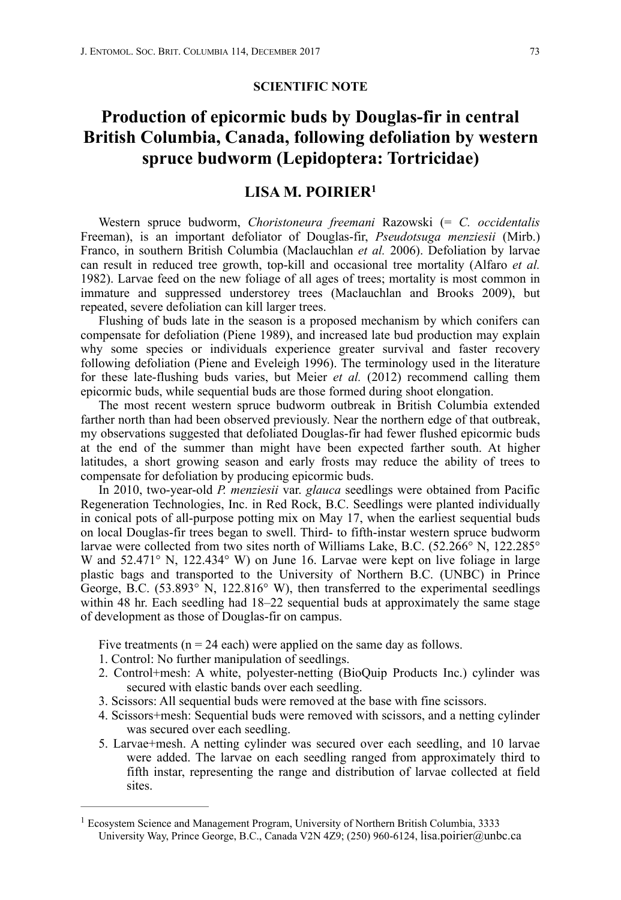**SCIENTIFIC NOTE**

# Production of epicormic buds by Douglas-fir in central British Columbia, Canada, following defoliation by western spruce budworm (Lepidoptera: Tortricidae)

**LISA M. POIRIER[1]**

Western spruce budworm, *Choristoneura freemani* Razowski (= *C. occidentalis* Freeman), is an important defoliator of Douglas-fir, *Pseudotsuga menziesii* (Mirb.) Franco, in southern British Columbia (Maclauchlan *et al.* 2006). Defoliation by larvae can result in reduced tree growth, top-kill and occasional tree mortality (Alfaro *et al.* 1982). Larvae feed on the new foliage of all ages of trees; mortality is most common in immature and suppressed understorey trees (Maclauchlan and Brooks 2009), but repeated, severe defoliation can kill larger trees.

Flushing of buds late in the season is a proposed mechanism by which conifers can compensate for defoliation (Piene 1989), and increased late bud production may explain why some species or individuals experience greater survival and faster recovery following defoliation (Piene and Eveleigh 1996). The terminology used in the literature for these late-flushing buds varies, but Meier *et al.* (2012) recommend calling them epicormic buds, while sequential buds are those formed during shoot elongation.

The most recent western spruce budworm outbreak in British Columbia extended farther north than had been observed previously. Near the northern edge of that outbreak, my observations suggested that defoliated Douglas-fir had fewer flushed epicormic buds at the end of the summer than might have been expected farther south. At higher latitudes, a short growing season and early frosts may reduce the ability of trees to compensate for defoliation by producing epicormic buds.

In 2010, two-year-old *P. menziesii* var. *glauca* seedlings were obtained from Pacific Regeneration Technologies, Inc. in Red Rock, B.C. Seedlings were planted individually in conical pots of all-purpose potting mix on May 17, when the earliest sequential buds on local Douglas-fir trees began to swell. Third- to fifth-instar western spruce budworm larvae were collected from two sites north of Williams Lake, B.C. (52.266° N, 122.285° W and 52.471° N, 122.434° W) on June 16. Larvae were kept on live foliage in large plastic bags and transported to the University of Northern B.C. (UNBC) in Prince George, B.C. (53.893° N, 122.816° W), then transferred to the experimental seedlings within 48 hr. Each seedling had 18–22 sequential buds at approximately the same stage of development as those of Douglas-fir on campus.

Five treatments (n = 24 each) were applied on the same day as follows.

1. Control: No further manipulation of seedlings.
2. Control+mesh: A white, polyester-netting (BioQuip Products Inc.) cylinder was secured with elastic bands over each seedling.
3. Scissors: All sequential buds were removed at the base with fine scissors.
4. Scissors+mesh: Sequential buds were removed with scissors, and a netting cylinder was secured over each seedling.
5. Larvae+mesh. A netting cylinder was secured over each seedling, and 10 larvae were added. The larvae on each seedling ranged from approximately third to fifth instar, representing the range and distribution of larvae collected at field sites.

---

[1] Ecosystem Science and Management Program, University of Northern British Columbia, 3333 University Way, Prince George, B.C., Canada V2N 4Z9; (250) 960-6124, lisa.poirier@unbc.ca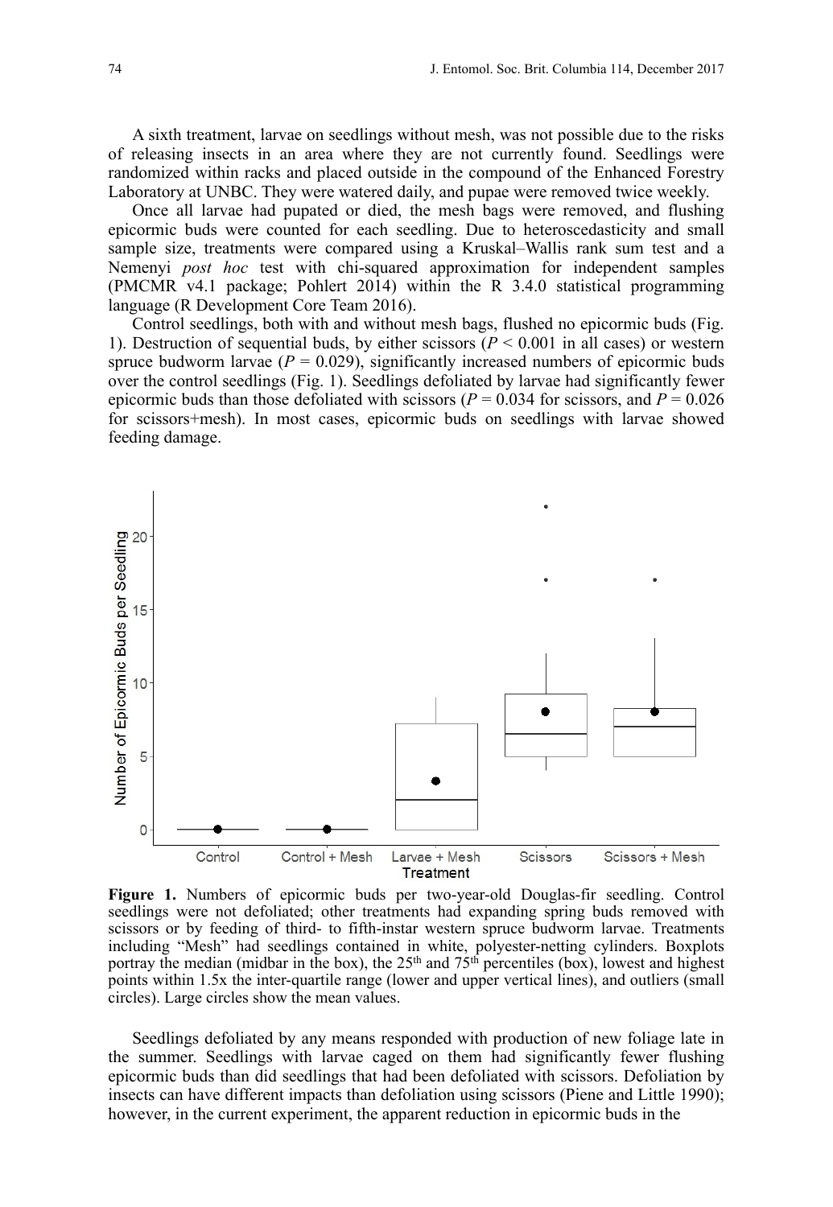A sixth treatment, larvae on seedlings without mesh, was not possible due to the risks of releasing insects in an area where they are not currently found. Seedlings were randomized within racks and placed outside in the compound of the Enhanced Forestry Laboratory at UNBC. They were watered daily, and pupae were removed twice weekly.

Once all larvae had pupated or died, the mesh bags were removed, and flushing epicormic buds were counted for each seedling. Due to heteroscedasticity and small sample size, treatments were compared using a Kruskal–Wallis rank sum test and a Nemenyi *post hoc* test with chi-squared approximation for independent samples (PMCMR v4.1 package; Pohlert 2014) within the R 3.4.0 statistical programming language (R Development Core Team 2016).

Control seedlings, both with and without mesh bags, flushed no epicormic buds (Fig. 1). Destruction of sequential buds, by either scissors ($P < 0.001$ in all cases) or western spruce budworm larvae ($P = 0.029$), significantly increased numbers of epicormic buds over the control seedlings (Fig. 1). Seedlings defoliated by larvae had significantly fewer epicormic buds than those defoliated with scissors ($P = 0.034$ for scissors, and $P = 0.026$ for scissors+mesh). In most cases, epicormic buds on seedlings with larvae showed feeding damage.

**Figure 1.** Numbers of epicormic buds per two-year-old Douglas-fir seedling. Control seedlings were not defoliated; other treatments had expanding spring buds removed with scissors or by feeding of third- to fifth-instar western spruce budworm larvae. Treatments including "Mesh" had seedlings contained in white, polyester-netting cylinders. Boxplots portray the median (midbar in the box), the 25th and 75th percentiles (box), lowest and highest points within 1.5x the inter-quartile range (lower and upper vertical lines), and outliers (small circles). Large circles show the mean values.

Seedlings defoliated by any means responded with production of new foliage late in the summer. Seedlings with larvae caged on them had significantly fewer flushing epicormic buds than did seedlings that had been defoliated with scissors. Defoliation by insects can have different impacts than defoliation using scissors (Piene and Little 1990); however, in the current experiment, the apparent reduction in epicormic buds in the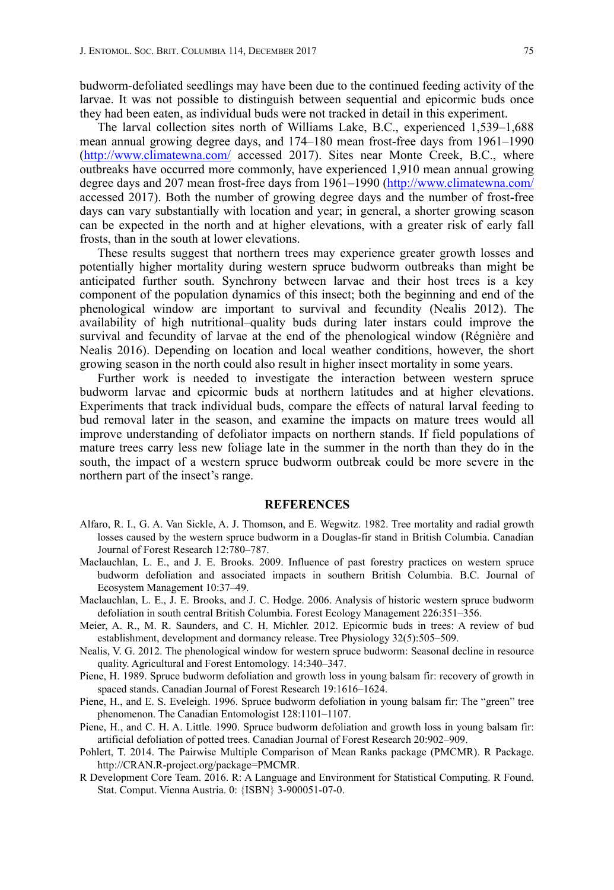budworm-defoliated seedlings may have been due to the continued feeding activity of the larvae. It was not possible to distinguish between sequential and epicormic buds once they had been eaten, as individual buds were not tracked in detail in this experiment.

The larval collection sites north of Williams Lake, B.C., experienced 1,539–1,688 mean annual growing degree days, and 174–180 mean frost-free days from 1961–1990 (http://www.climatewna.com/ accessed 2017). Sites near Monte Creek, B.C., where outbreaks have occurred more commonly, have experienced 1,910 mean annual growing degree days and 207 mean frost-free days from 1961–1990 (http://www.climatewna.com/ accessed 2017). Both the number of growing degree days and the number of frost-free days can vary substantially with location and year; in general, a shorter growing season can be expected in the north and at higher elevations, with a greater risk of early fall frosts, than in the south at lower elevations.

These results suggest that northern trees may experience greater growth losses and potentially higher mortality during western spruce budworm outbreaks than might be anticipated further south. Synchrony between larvae and their host trees is a key component of the population dynamics of this insect; both the beginning and end of the phenological window are important to survival and fecundity (Nealis 2012). The availability of high nutritional–quality buds during later instars could improve the survival and fecundity of larvae at the end of the phenological window (Régnière and Nealis 2016). Depending on location and local weather conditions, however, the short growing season in the north could also result in higher insect mortality in some years.

Further work is needed to investigate the interaction between western spruce budworm larvae and epicormic buds at northern latitudes and at higher elevations. Experiments that track individual buds, compare the effects of natural larval feeding to bud removal later in the season, and examine the impacts on mature trees would all improve understanding of defoliator impacts on northern stands. If field populations of mature trees carry less new foliage late in the summer in the north than they do in the south, the impact of a western spruce budworm outbreak could be more severe in the northern part of the insect's range.

## REFERENCES

Alfaro, R. I., G. A. Van Sickle, A. J. Thomson, and E. Wegwitz. 1982. Tree mortality and radial growth losses caused by the western spruce budworm in a Douglas-fir stand in British Columbia. Canadian Journal of Forest Research 12:780–787.

Maclauchlan, L. E., and J. E. Brooks. 2009. Influence of past forestry practices on western spruce budworm defoliation and associated impacts in southern British Columbia. B.C. Journal of Ecosystem Management 10:37–49.

Maclauchlan, L. E., J. E. Brooks, and J. C. Hodge. 2006. Analysis of historic western spruce budworm defoliation in south central British Columbia. Forest Ecology Management 226:351–356.

Meier, A. R., M. R. Saunders, and C. H. Michler. 2012. Epicormic buds in trees: A review of bud establishment, development and dormancy release. Tree Physiology 32(5):505–509.

Nealis, V. G. 2012. The phenological window for western spruce budworm: Seasonal decline in resource quality. Agricultural and Forest Entomology. 14:340–347.

Piene, H. 1989. Spruce budworm defoliation and growth loss in young balsam fir: recovery of growth in spaced stands. Canadian Journal of Forest Research 19:1616–1624.

Piene, H., and E. S. Eveleigh. 1996. Spruce budworm defoliation in young balsam fir: The "green" tree phenomenon. The Canadian Entomologist 128:1101–1107.

Piene, H., and C. H. A. Little. 1990. Spruce budworm defoliation and growth loss in young balsam fir: artificial defoliation of potted trees. Canadian Journal of Forest Research 20:902–909.

Pohlert, T. 2014. The Pairwise Multiple Comparison of Mean Ranks package (PMCMR). R Package. http://CRAN.R-project.org/package=PMCMR.

R Development Core Team. 2016. R: A Language and Environment for Statistical Computing. R Found. Stat. Comput. Vienna Austria. 0: {ISBN} 3-900051-07-0.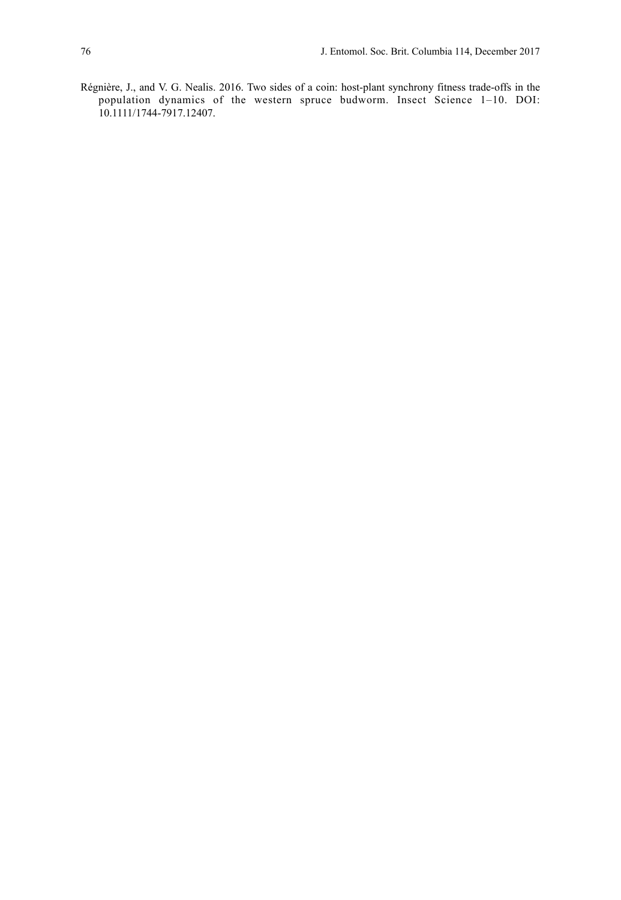Régnière, J., and V. G. Nealis. 2016. Two sides of a coin: host-plant synchrony fitness trade-offs in the population dynamics of the western spruce budworm. Insect Science 1–10. DOI: 10.1111/1744-7917.12407.